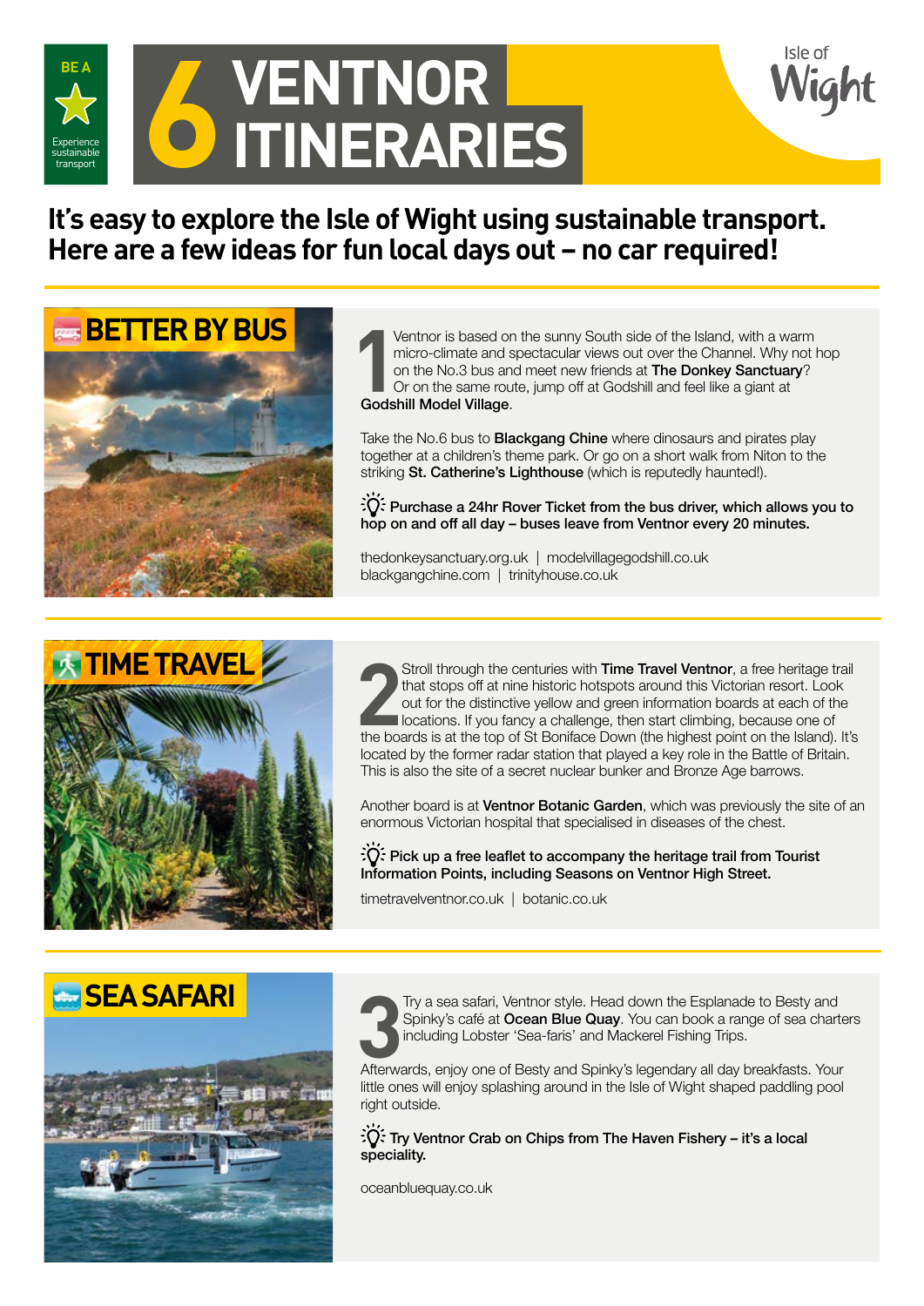BE A

Experience sustainable transport

# 6 VENTNOR ITINERARIES

Isle of Wight

**It's easy to explore the Isle of Wight using sustainable transport. Here are a few ideas for fun local days out – no car required!**

## BETTER BY BUS

**1** Ventnor is based on the sunny South side of the Island, with a warm micro-climate and spectacular views out over the Channel. Why not hop on the No.3 bus and meet new friends at **The Donkey Sanctuary**? Or on the same route, jump off at Godshill and feel like a giant at **Godshill Model Village**.

Take the No.6 bus to **Blackgang Chine** where dinosaurs and pirates play together at a children's theme park. Or go on a short walk from Niton to the striking **St. Catherine's Lighthouse** (which is reputedly haunted!).

**Purchase a 24hr Rover Ticket from the bus driver, which allows you to hop on and off all day – buses leave from Ventnor every 20 minutes.**

thedonkeysanctuary.org.uk | modelvillagegodshill.co.uk
blackgangchine.com | trinityhouse.co.uk

## TIME TRAVEL

**2** Stroll through the centuries with **Time Travel Ventnor**, a free heritage trail that stops off at nine historic hotspots around this Victorian resort. Look out for the distinctive yellow and green information boards at each of the locations. If you fancy a challenge, then start climbing, because one of the boards is at the top of St Boniface Down (the highest point on the Island). It's located by the former radar station that played a key role in the Battle of Britain. This is also the site of a secret nuclear bunker and Bronze Age barrows.

Another board is at **Ventnor Botanic Garden**, which was previously the site of an enormous Victorian hospital that specialised in diseases of the chest.

**Pick up a free leaflet to accompany the heritage trail from Tourist Information Points, including Seasons on Ventnor High Street.**

timetravelventnor.co.uk | botanic.co.uk

## SEA SAFARI

**3** Try a sea safari, Ventnor style. Head down the Esplanade to Besty and Spinky's café at **Ocean Blue Quay**. You can book a range of sea charters including Lobster 'Sea-faris' and Mackerel Fishing Trips.

Afterwards, enjoy one of Besty and Spinky's legendary all day breakfasts. Your little ones will enjoy splashing around in the Isle of Wight shaped paddling pool right outside.

**Try Ventnor Crab on Chips from The Haven Fishery – it's a local speciality.**

oceanbluequay.co.uk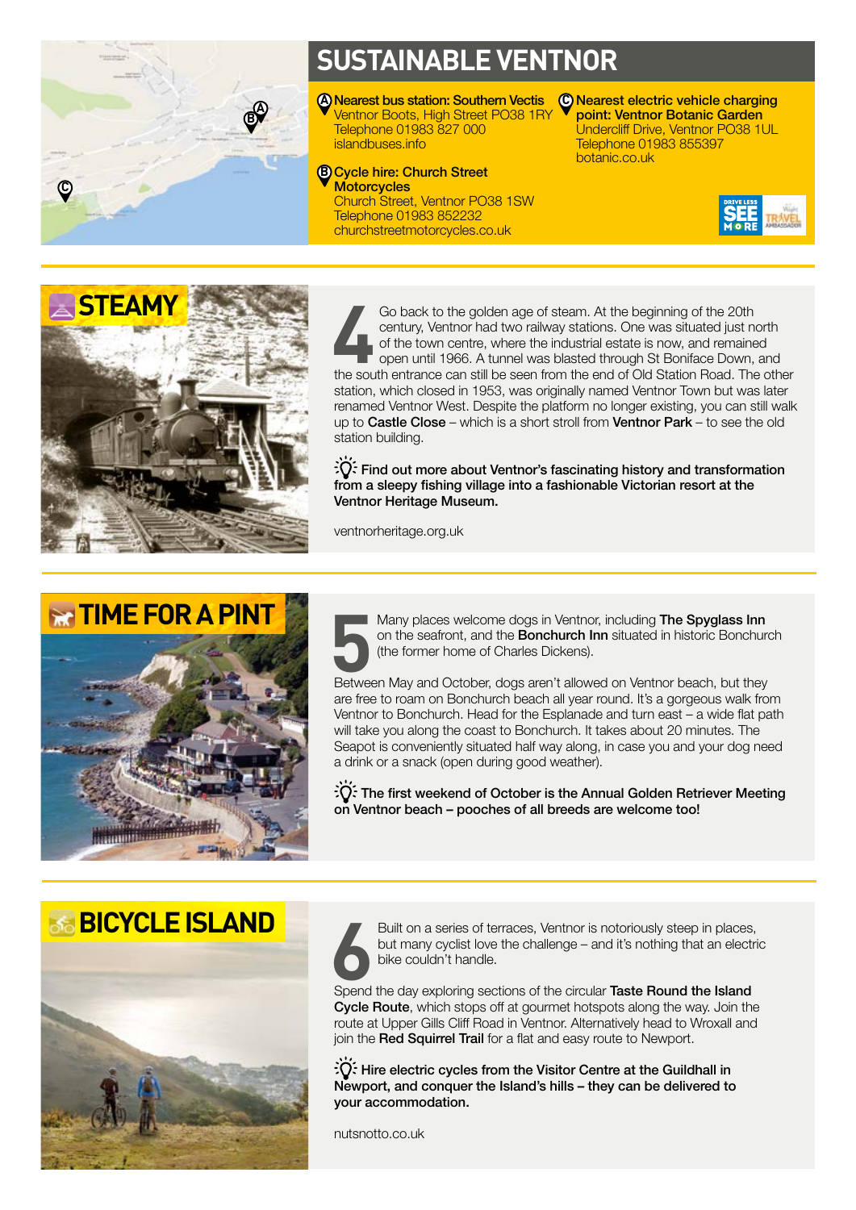# SUSTAINABLE VENTNOR

**A Nearest bus station: Southern Vectis**
Ventnor Boots, High Street PO38 1RY
Telephone 01983 827 000
islandbuses.info

**B Cycle hire: Church Street Motorcycles**
Church Street, Ventnor PO38 1SW
Telephone 01983 852232
churchstreetmotorcycles.co.uk

**C Nearest electric vehicle charging point: Ventnor Botanic Garden**
Undercliff Drive, Ventnor PO38 1UL
Telephone 01983 855397
botanic.co.uk

DRIVE LESS SEE MORE

TRAVEL AMBASSADOR

## STEAMY

**4** Go back to the golden age of steam. At the beginning of the 20th century, Ventnor had two railway stations. One was situated just north of the town centre, where the industrial estate is now, and remained open until 1966. A tunnel was blasted through St Boniface Down, and the south entrance can still be seen from the end of Old Station Road. The other station, which closed in 1953, was originally named Ventnor Town but was later renamed Ventnor West. Despite the platform no longer existing, you can still walk up to **Castle Close** – which is a short stroll from **Ventnor Park** – to see the old station building.

**Find out more about Ventnor's fascinating history and transformation from a sleepy fishing village into a fashionable Victorian resort at the Ventnor Heritage Museum.**

ventnorheritage.org.uk

## TIME FOR A PINT

**5** Many places welcome dogs in Ventnor, including **The Spyglass Inn** on the seafront, and the **Bonchurch Inn** situated in historic Bonchurch (the former home of Charles Dickens).

Between May and October, dogs aren't allowed on Ventnor beach, but they are free to roam on Bonchurch beach all year round. It's a gorgeous walk from Ventnor to Bonchurch. Head for the Esplanade and turn east – a wide flat path will take you along the coast to Bonchurch. It takes about 20 minutes. The Seapot is conveniently situated half way along, in case you and your dog need a drink or a snack (open during good weather).

**The first weekend of October is the Annual Golden Retriever Meeting on Ventnor beach – pooches of all breeds are welcome too!**

## BICYCLE ISLAND

**6** Built on a series of terraces, Ventnor is notoriously steep in places, but many cyclist love the challenge – and it's nothing that an electric bike couldn't handle.

Spend the day exploring sections of the circular **Taste Round the Island Cycle Route**, which stops off at gourmet hotspots along the way. Join the route at Upper Gills Cliff Road in Ventnor. Alternatively head to Wroxall and join the **Red Squirrel Trail** for a flat and easy route to Newport.

**Hire electric cycles from the Visitor Centre at the Guildhall in Newport, and conquer the Island's hills – they can be delivered to your accommodation.**

nutsnotto.co.uk